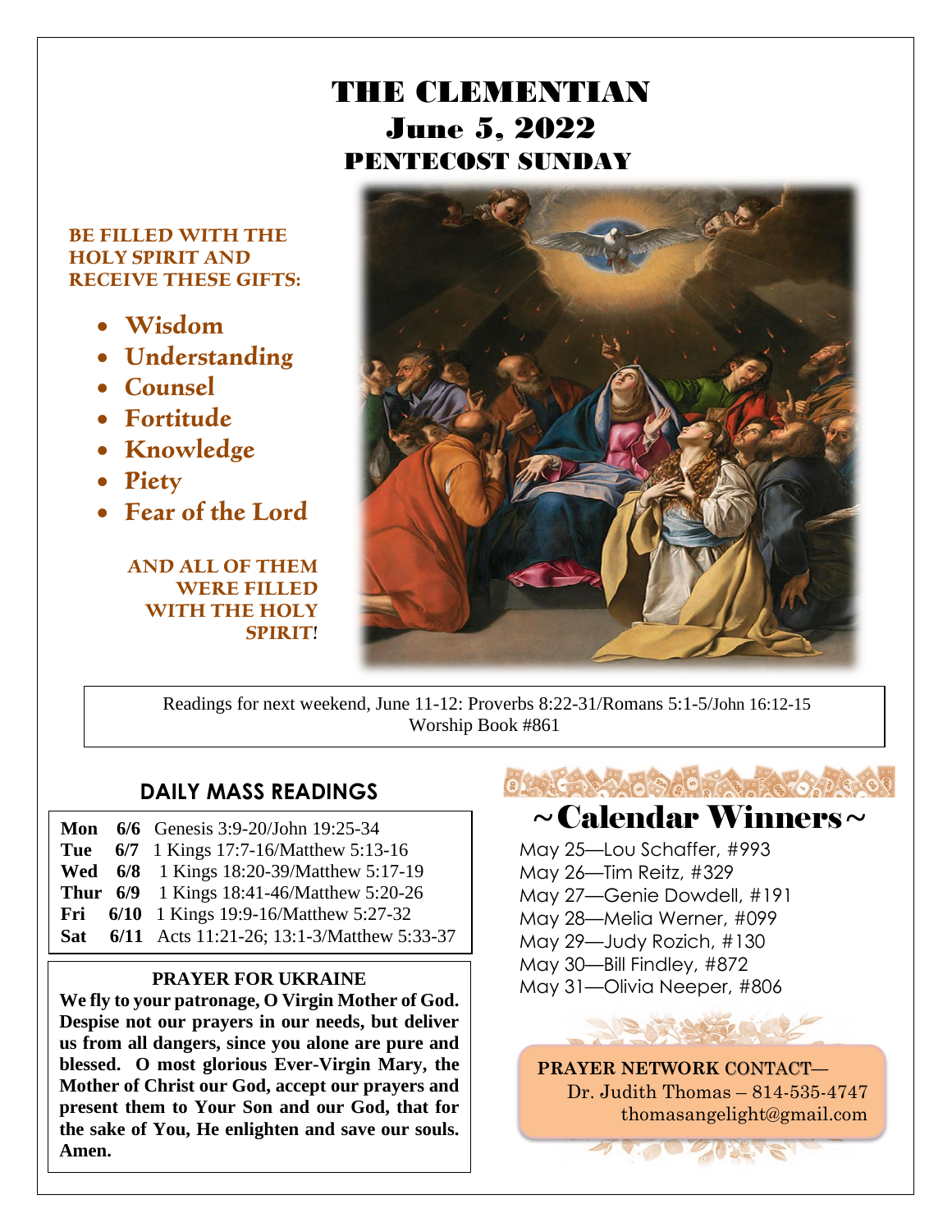# THE CLEMENTIAN

## June 5, 2022

## PENTECOST SUNDAY

**BE FILLED WITH THE HOLY SPIRIT AND RECEIVE THESE GIFTS:**

- **Wisdom**
- **Understanding**
- **Counsel**
- **Fortitude**
- **Knowledge**
- **Piety**
- **Fear of the Lord**

**AND ALL OF THEM WERE FILLED WITH THE HOLY SPIRIT!**

Readings for next weekend, June 11-12: Proverbs 8:22-31/Romans 5:1-5/John 16:12-15
Worship Book #861

## DAILY MASS READINGS

| | | |
|---|---|---|
| **Mon** | **6/6** | Genesis 3:9-20/John 19:25-34 |
| **Tue** | **6/7** | 1 Kings 17:7-16/Matthew 5:13-16 |
| **Wed** | **6/8** | 1 Kings 18:20-39/Matthew 5:17-19 |
| **Thur** | **6/9** | 1 Kings 18:41-46/Matthew 5:20-26 |
| **Fri** | **6/10** | 1 Kings 19:9-16/Matthew 5:27-32 |
| **Sat** | **6/11** | Acts 11:21-26; 13:1-3/Matthew 5:33-37 |

**PRAYER FOR UKRAINE**

**We fly to your patronage, O Virgin Mother of God. Despise not our prayers in our needs, but deliver us from all dangers, since you alone are pure and blessed. O most glorious Ever-Virgin Mary, the Mother of Christ our God, accept our prayers and present them to Your Son and our God, that for the sake of You, He enlighten and save our souls. Amen.**

## ~Calendar Winners~

May 25—Lou Schaffer, #993
May 26—Tim Reitz, #329
May 27—Genie Dowdell, #191
May 28—Melia Werner, #099
May 29—Judy Rozich, #130
May 30—Bill Findley, #872
May 31—Olivia Neeper, #806

**PRAYER NETWORK CONTACT—**
Dr. Judith Thomas – 814-535-4747
thomasangelight@gmail.com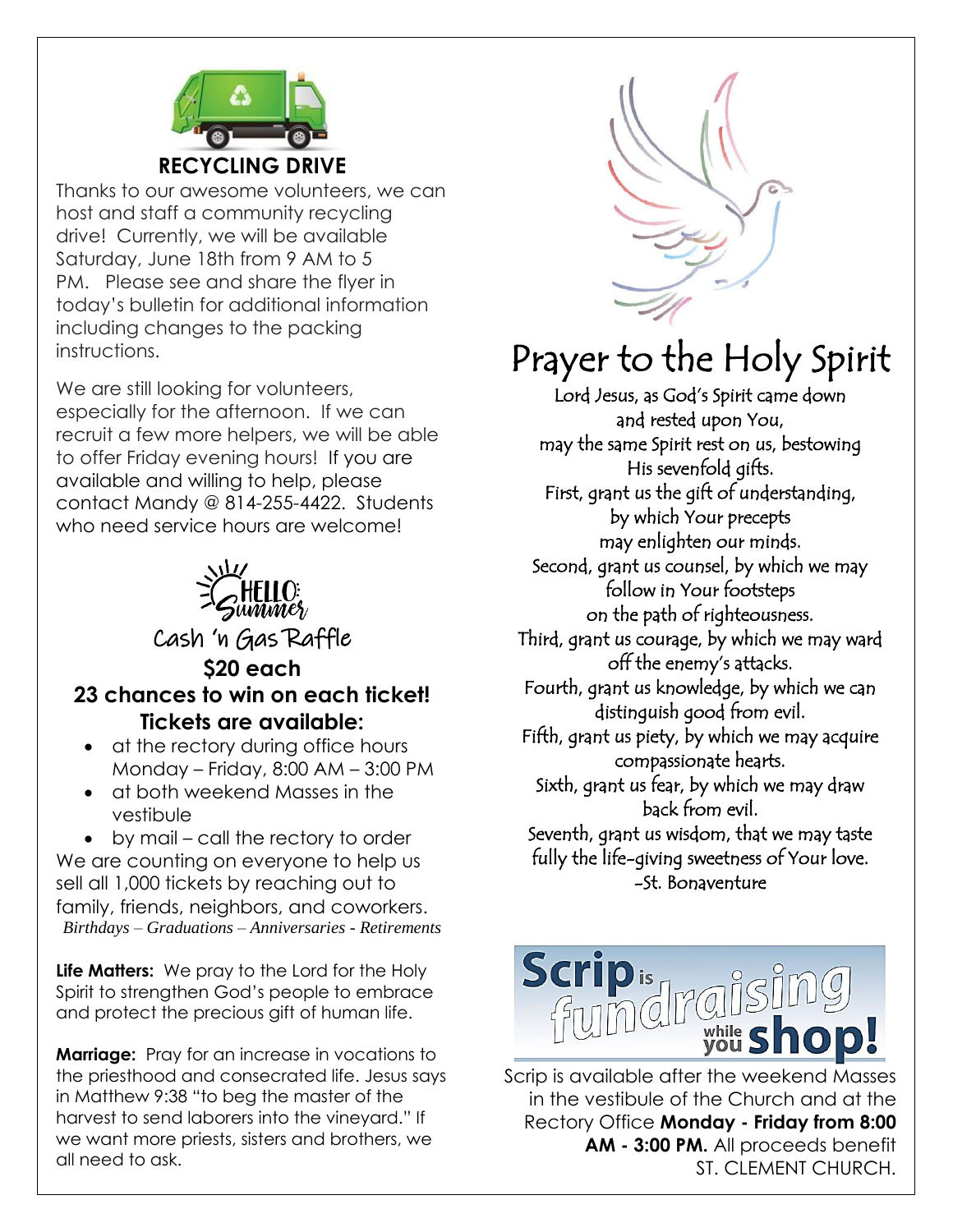## RECYCLING DRIVE

Thanks to our awesome volunteers, we can host and staff a community recycling drive! Currently, we will be available Saturday, June 18th from 9 AM to 5 PM. Please see and share the flyer in today's bulletin for additional information including changes to the packing instructions.

We are still looking for volunteers, especially for the afternoon. If we can recruit a few more helpers, we will be able to offer Friday evening hours! If you are available and willing to help, please contact Mandy @ 814-255-4422. Students who need service hours are welcome!

HELLO Summer

## Cash 'n Gas Raffle

**$20 each**

**23 chances to win on each ticket!**

**Tickets are available:**

- at the rectory during office hours Monday – Friday, 8:00 AM – 3:00 PM
- at both weekend Masses in the vestibule
- by mail – call the rectory to order

We are counting on everyone to help us sell all 1,000 tickets by reaching out to family, friends, neighbors, and coworkers.

*Birthdays – Graduations – Anniversaries - Retirements*

**Life Matters:** We pray to the Lord for the Holy Spirit to strengthen God's people to embrace and protect the precious gift of human life.

**Marriage:** Pray for an increase in vocations to the priesthood and consecrated life. Jesus says in Matthew 9:38 "to beg the master of the harvest to send laborers into the vineyard." If we want more priests, sisters and brothers, we all need to ask.

# Prayer to the Holy Spirit

Lord Jesus, as God's Spirit came down and rested upon You,
may the same Spirit rest on us, bestowing His sevenfold gifts.
First, grant us the gift of understanding, by which Your precepts may enlighten our minds.
Second, grant us counsel, by which we may follow in Your footsteps on the path of righteousness.
Third, grant us courage, by which we may ward off the enemy's attacks.
Fourth, grant us knowledge, by which we can distinguish good from evil.
Fifth, grant us piety, by which we may acquire compassionate hearts.
Sixth, grant us fear, by which we may draw back from evil.
Seventh, grant us wisdom, that we may taste fully the life-giving sweetness of Your love.
-St. Bonaventure

**Scrip is fundraising while you shop!**

Scrip is available after the weekend Masses in the vestibule of the Church and at the Rectory Office **Monday - Friday from 8:00 AM - 3:00 PM.** All proceeds benefit ST. CLEMENT CHURCH.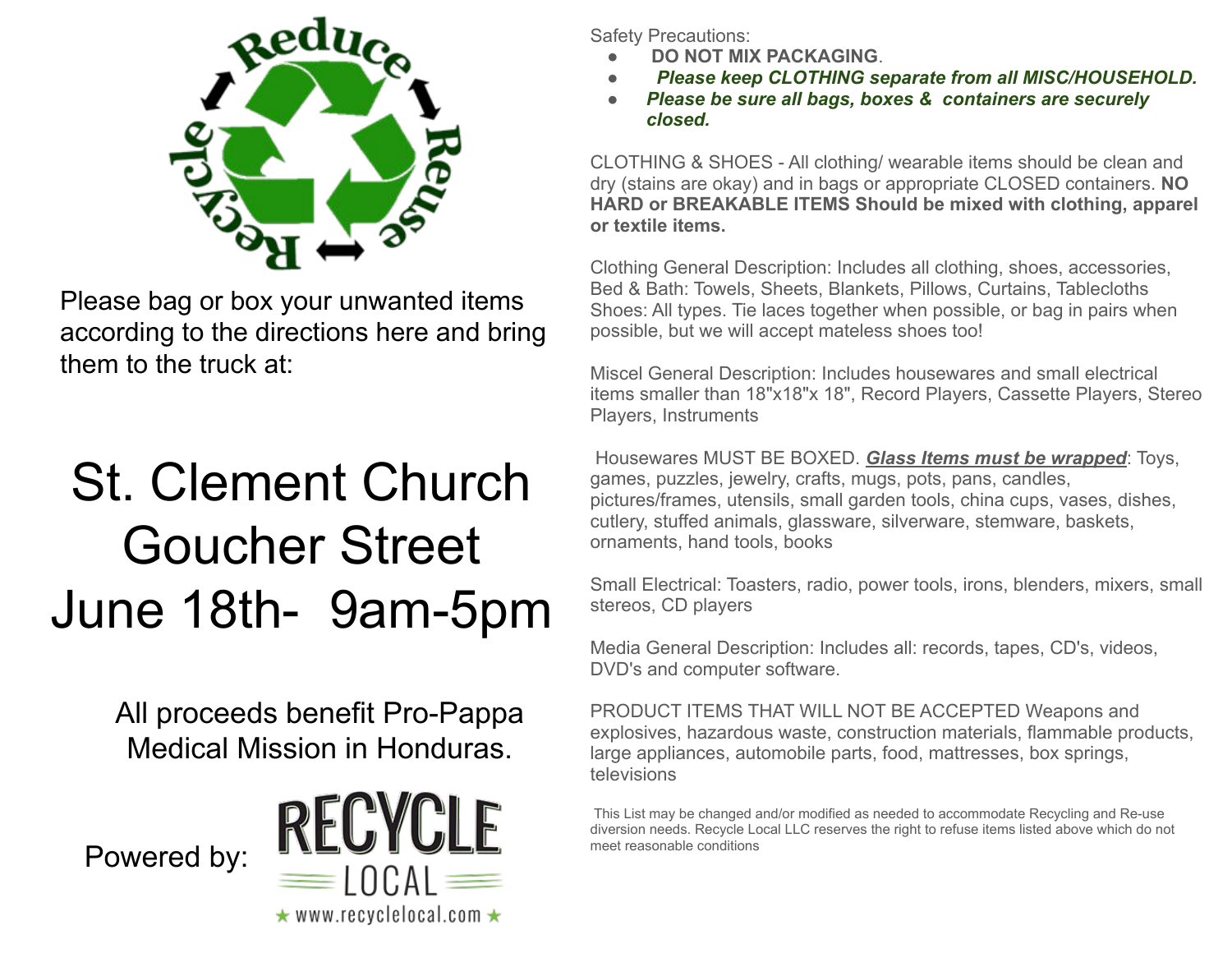Reduce Reuse Recycle

Please bag or box your unwanted items according to the directions here and bring them to the truck at:

# St. Clement Church Goucher Street June 18th- 9am-5pm

All proceeds benefit Pro-Pappa Medical Mission in Honduras.

Powered by: RECYCLE LOCAL ★ www.recyclelocal.com ★

Safety Precautions:

- **DO NOT MIX PACKAGING**.
- ***Please keep CLOTHING separate from all MISC/HOUSEHOLD.***
- ***Please be sure all bags, boxes & containers are securely closed.***

CLOTHING & SHOES - All clothing/ wearable items should be clean and dry (stains are okay) and in bags or appropriate CLOSED containers. **NO HARD or BREAKABLE ITEMS Should be mixed with clothing, apparel or textile items.**

Clothing General Description: Includes all clothing, shoes, accessories, Bed & Bath: Towels, Sheets, Blankets, Pillows, Curtains, Tablecloths
Shoes: All types. Tie laces together when possible, or bag in pairs when possible, but we will accept mateless shoes too!

Miscel General Description: Includes housewares and small electrical items smaller than 18"x18"x 18", Record Players, Cassette Players, Stereo Players, Instruments

Housewares MUST BE BOXED. ***<u>Glass Items must be wrapped</u>***: Toys, games, puzzles, jewelry, crafts, mugs, pots, pans, candles, pictures/frames, utensils, small garden tools, china cups, vases, dishes, cutlery, stuffed animals, glassware, silverware, stemware, baskets, ornaments, hand tools, books

Small Electrical: Toasters, radio, power tools, irons, blenders, mixers, small stereos, CD players

Media General Description: Includes all: records, tapes, CD's, videos, DVD's and computer software.

PRODUCT ITEMS THAT WILL NOT BE ACCEPTED Weapons and explosives, hazardous waste, construction materials, flammable products, large appliances, automobile parts, food, mattresses, box springs, televisions

This List may be changed and/or modified as needed to accommodate Recycling and Re-use diversion needs. Recycle Local LLC reserves the right to refuse items listed above which do not meet reasonable conditions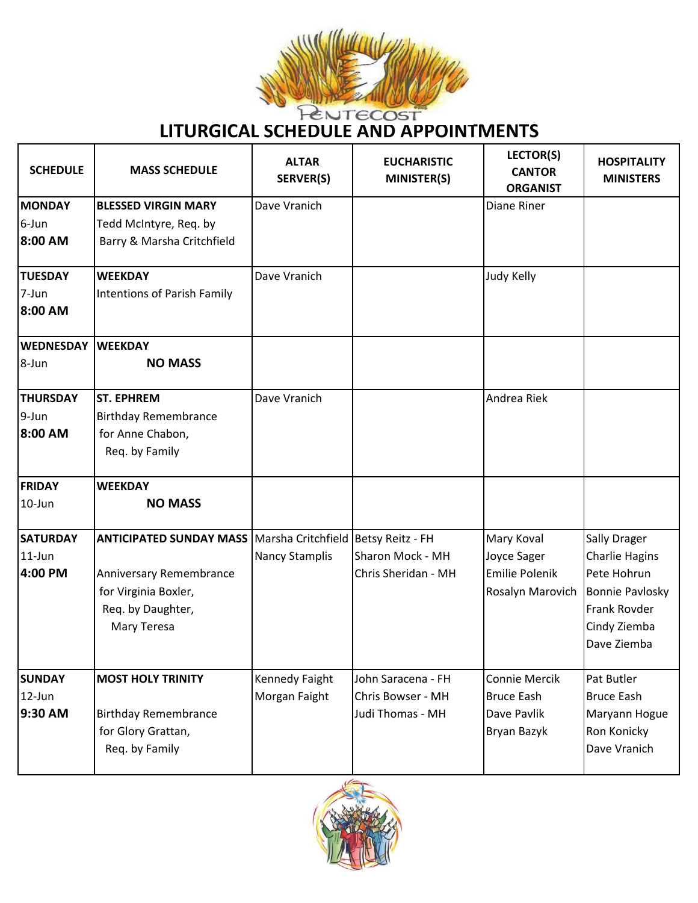PENTECOST

# LITURGICAL SCHEDULE AND APPOINTMENTS

| SCHEDULE | MASS SCHEDULE | ALTAR SERVER(S) | EUCHARISTIC MINISTER(S) | LECTOR(S) CANTOR ORGANIST | HOSPITALITY MINISTERS |
|---|---|---|---|---|---|
| **MONDAY** 6-Jun **8:00 AM** | **BLESSED VIRGIN MARY** Tedd McIntyre, Req. by Barry & Marsha Critchfield | Dave Vranich | | Diane Riner | |
| **TUESDAY** 7-Jun **8:00 AM** | **WEEKDAY** Intentions of Parish Family | Dave Vranich | | Judy Kelly | |
| **WEDNESDAY** 8-Jun | **WEEKDAY** **NO MASS** | | | | |
| **THURSDAY** 9-Jun **8:00 AM** | **ST. EPHREM** Birthday Remembrance for Anne Chabon, Req. by Family | Dave Vranich | | Andrea Riek | |
| **FRIDAY** 10-Jun | **WEEKDAY** **NO MASS** | | | | |
| **SATURDAY** 11-Jun **4:00 PM** | **ANTICIPATED SUNDAY MASS** Anniversary Remembrance for Virginia Boxler, Req. by Daughter, Mary Teresa | Marsha Critchfield Nancy Stamplis | Betsy Reitz - FH Sharon Mock - MH Chris Sheridan - MH | Mary Koval Joyce Sager Emilie Polenik Rosalyn Marovich | Sally Drager Charlie Hagins Pete Hohrun Bonnie Pavlosky Frank Rovder Cindy Ziemba Dave Ziemba |
| **SUNDAY** 12-Jun **9:30 AM** | **MOST HOLY TRINITY** Birthday Remembrance for Glory Grattan, Req. by Family | Kennedy Faight Morgan Faight | John Saracena - FH Chris Bowser - MH Judi Thomas - MH | Connie Mercik Bruce Eash Dave Pavlik Bryan Bazyk | Pat Butler Bruce Eash Maryann Hogue Ron Konicky Dave Vranich |